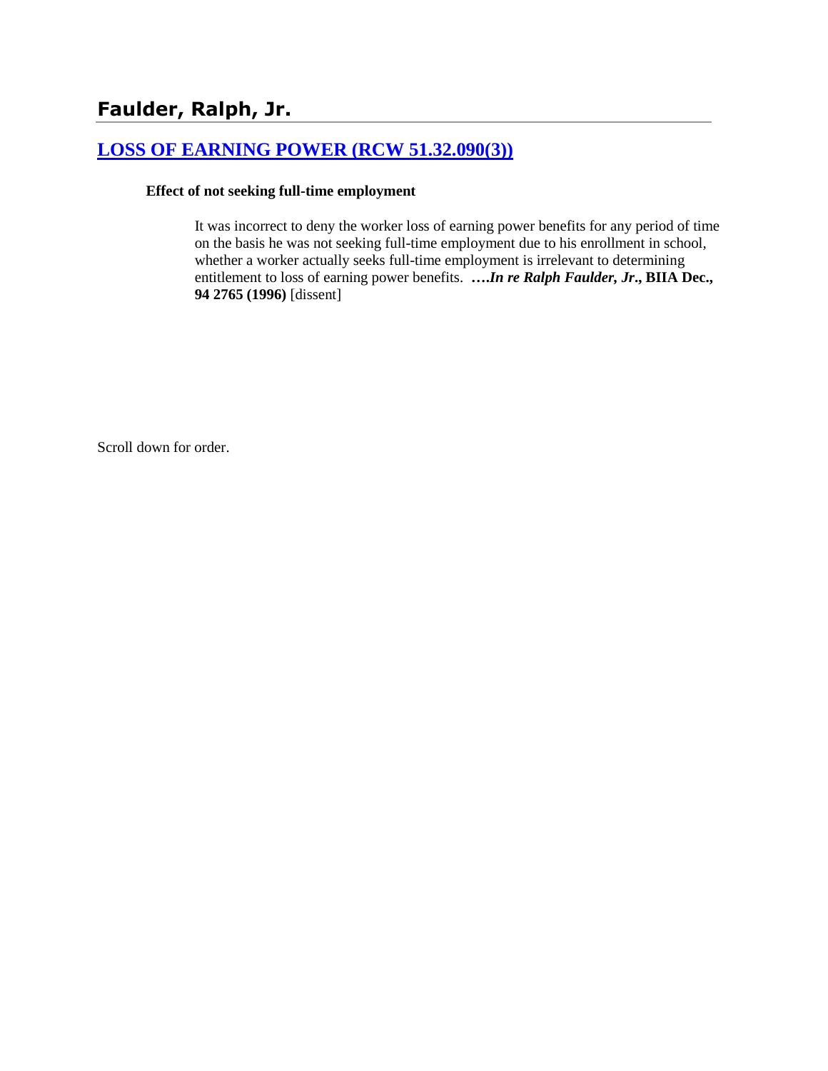# Faulder, Ralph, Jr.

## [LOSS OF EARNING POWER (RCW 51.32.090(3))]()

**Effect of not seeking full-time employment**

> It was incorrect to deny the worker loss of earning power benefits for any period of time on the basis he was not seeking full-time employment due to his enrollment in school, whether a worker actually seeks full-time employment is irrelevant to determining entitlement to loss of earning power benefits. ***….In re Ralph Faulder, Jr*., BIIA Dec., 94 2765 (1996)** [dissent]

Scroll down for order.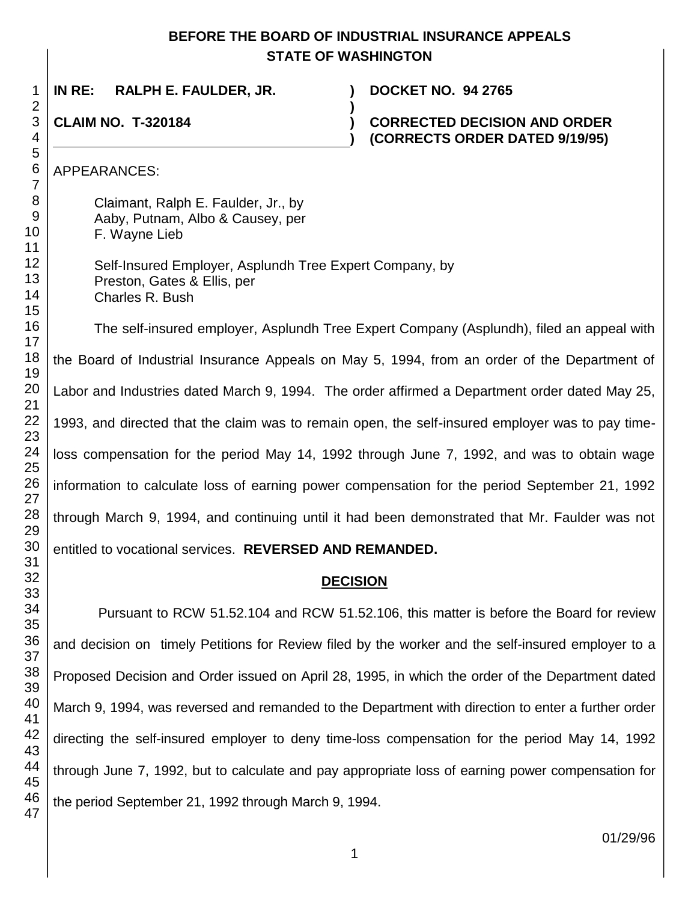# BEFORE THE BOARD OF INDUSTRIAL INSURANCE APPEALS
## STATE OF WASHINGTON

**IN RE: RALPH E. FAULDER, JR.** ) **DOCKET NO. 94 2765**

**CLAIM NO. T-320184** ) **CORRECTED DECISION AND ORDER (CORRECTS ORDER DATED 9/19/95)**

APPEARANCES:

Claimant, Ralph E. Faulder, Jr., by
Aaby, Putnam, Albo & Causey, per
F. Wayne Lieb

Self-Insured Employer, Asplundh Tree Expert Company, by
Preston, Gates & Ellis, per
Charles R. Bush

The self-insured employer, Asplundh Tree Expert Company (Asplundh), filed an appeal with the Board of Industrial Insurance Appeals on May 5, 1994, from an order of the Department of Labor and Industries dated March 9, 1994. The order affirmed a Department order dated May 25, 1993, and directed that the claim was to remain open, the self-insured employer was to pay time-loss compensation for the period May 14, 1992 through June 7, 1992, and was to obtain wage information to calculate loss of earning power compensation for the period September 21, 1992 through March 9, 1994, and continuing until it had been demonstrated that Mr. Faulder was not entitled to vocational services. **REVERSED AND REMANDED.**

## DECISION

Pursuant to RCW 51.52.104 and RCW 51.52.106, this matter is before the Board for review and decision on timely Petitions for Review filed by the worker and the self-insured employer to a Proposed Decision and Order issued on April 28, 1995, in which the order of the Department dated March 9, 1994, was reversed and remanded to the Department with direction to enter a further order directing the self-insured employer to deny time-loss compensation for the period May 14, 1992 through June 7, 1992, but to calculate and pay appropriate loss of earning power compensation for the period September 21, 1992 through March 9, 1994.

01/29/96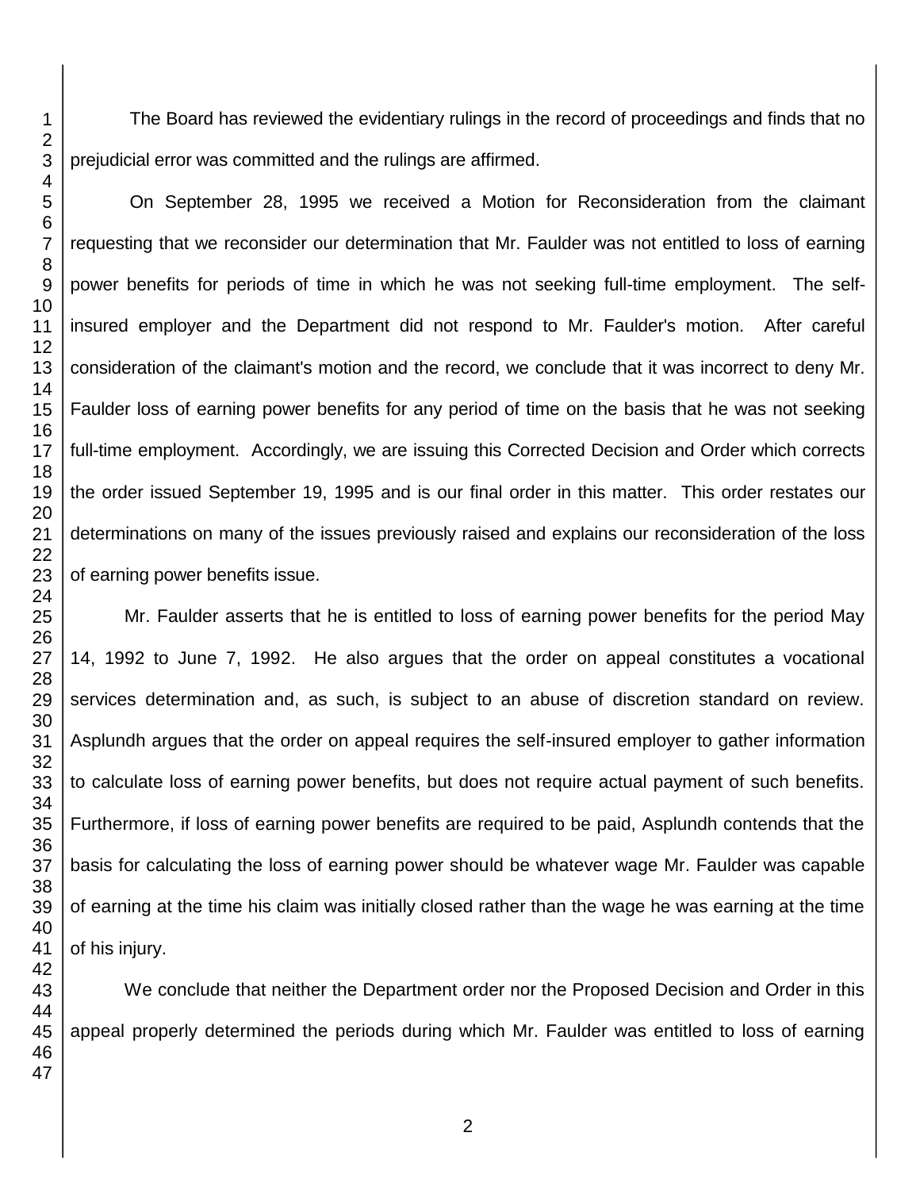The Board has reviewed the evidentiary rulings in the record of proceedings and finds that no prejudicial error was committed and the rulings are affirmed.

On September 28, 1995 we received a Motion for Reconsideration from the claimant requesting that we reconsider our determination that Mr. Faulder was not entitled to loss of earning power benefits for periods of time in which he was not seeking full-time employment. The self-insured employer and the Department did not respond to Mr. Faulder's motion. After careful consideration of the claimant's motion and the record, we conclude that it was incorrect to deny Mr. Faulder loss of earning power benefits for any period of time on the basis that he was not seeking full-time employment. Accordingly, we are issuing this Corrected Decision and Order which corrects the order issued September 19, 1995 and is our final order in this matter. This order restates our determinations on many of the issues previously raised and explains our reconsideration of the loss of earning power benefits issue.

Mr. Faulder asserts that he is entitled to loss of earning power benefits for the period May 14, 1992 to June 7, 1992. He also argues that the order on appeal constitutes a vocational services determination and, as such, is subject to an abuse of discretion standard on review. Asplundh argues that the order on appeal requires the self-insured employer to gather information to calculate loss of earning power benefits, but does not require actual payment of such benefits. Furthermore, if loss of earning power benefits are required to be paid, Asplundh contends that the basis for calculating the loss of earning power should be whatever wage Mr. Faulder was capable of earning at the time his claim was initially closed rather than the wage he was earning at the time of his injury.

We conclude that neither the Department order nor the Proposed Decision and Order in this appeal properly determined the periods during which Mr. Faulder was entitled to loss of earning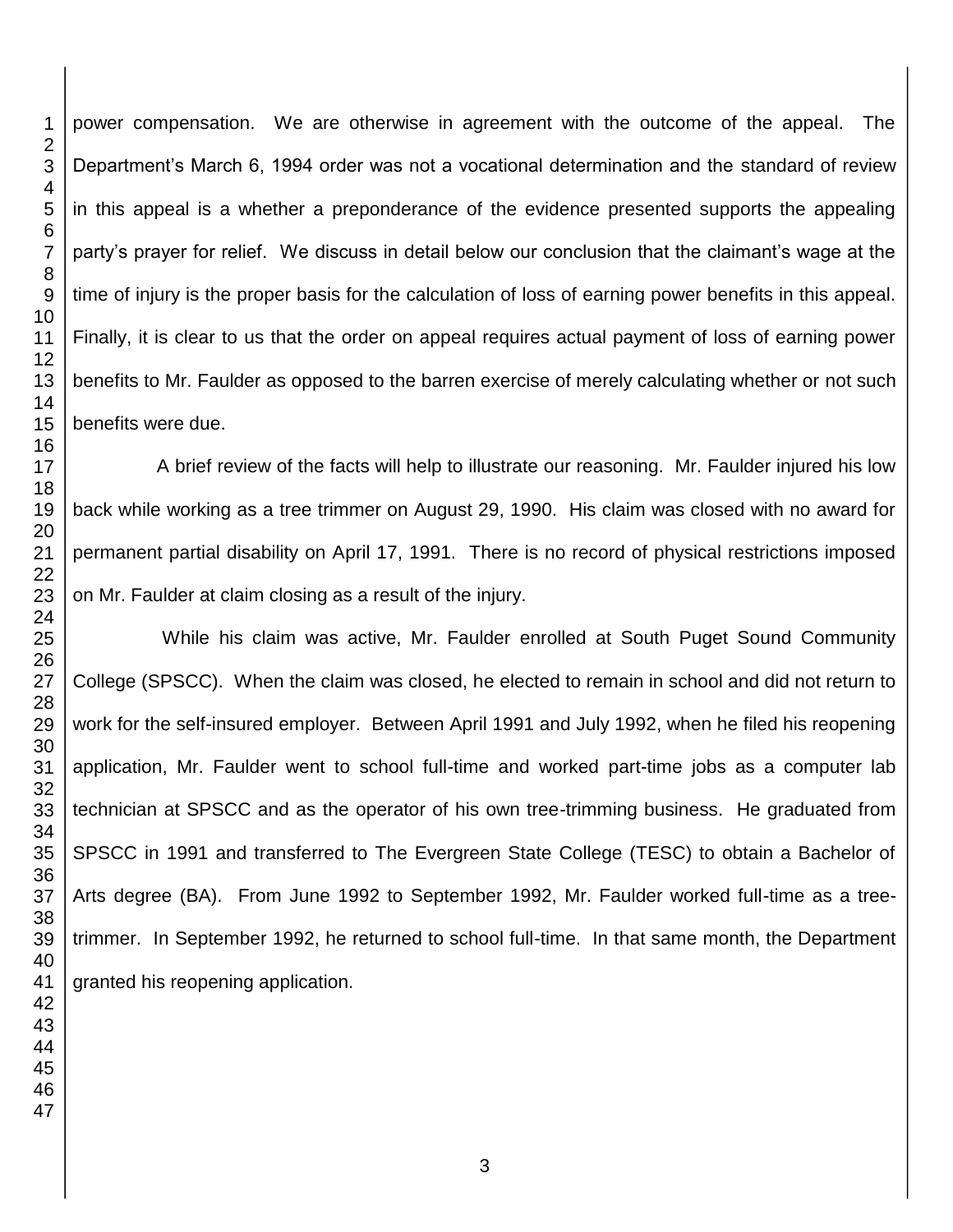power compensation. We are otherwise in agreement with the outcome of the appeal. The Department's March 6, 1994 order was not a vocational determination and the standard of review in this appeal is a whether a preponderance of the evidence presented supports the appealing party's prayer for relief. We discuss in detail below our conclusion that the claimant's wage at the time of injury is the proper basis for the calculation of loss of earning power benefits in this appeal. Finally, it is clear to us that the order on appeal requires actual payment of loss of earning power benefits to Mr. Faulder as opposed to the barren exercise of merely calculating whether or not such benefits were due.

A brief review of the facts will help to illustrate our reasoning. Mr. Faulder injured his low back while working as a tree trimmer on August 29, 1990. His claim was closed with no award for permanent partial disability on April 17, 1991. There is no record of physical restrictions imposed on Mr. Faulder at claim closing as a result of the injury.

While his claim was active, Mr. Faulder enrolled at South Puget Sound Community College (SPSCC). When the claim was closed, he elected to remain in school and did not return to work for the self-insured employer. Between April 1991 and July 1992, when he filed his reopening application, Mr. Faulder went to school full-time and worked part-time jobs as a computer lab technician at SPSCC and as the operator of his own tree-trimming business. He graduated from SPSCC in 1991 and transferred to The Evergreen State College (TESC) to obtain a Bachelor of Arts degree (BA). From June 1992 to September 1992, Mr. Faulder worked full-time as a tree-trimmer. In September 1992, he returned to school full-time. In that same month, the Department granted his reopening application.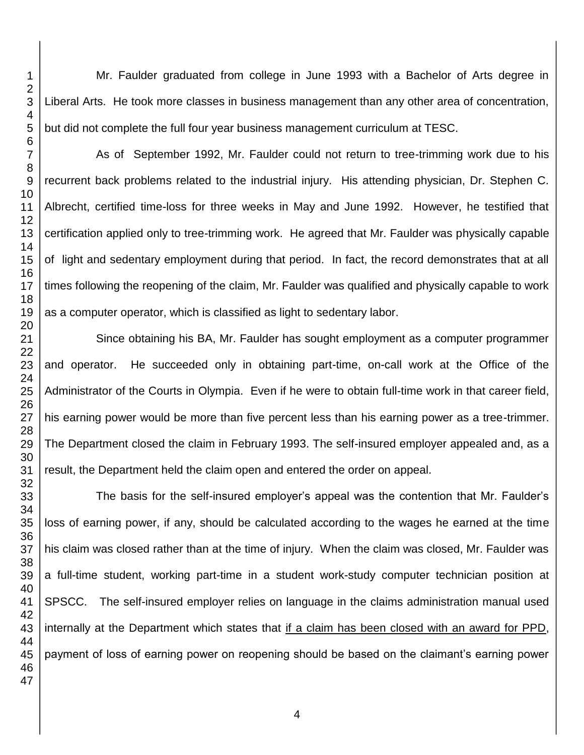Mr. Faulder graduated from college in June 1993 with a Bachelor of Arts degree in Liberal Arts. He took more classes in business management than any other area of concentration, but did not complete the full four year business management curriculum at TESC.

As of September 1992, Mr. Faulder could not return to tree-trimming work due to his recurrent back problems related to the industrial injury. His attending physician, Dr. Stephen C. Albrecht, certified time-loss for three weeks in May and June 1992. However, he testified that certification applied only to tree-trimming work. He agreed that Mr. Faulder was physically capable of light and sedentary employment during that period. In fact, the record demonstrates that at all times following the reopening of the claim, Mr. Faulder was qualified and physically capable to work as a computer operator, which is classified as light to sedentary labor.

Since obtaining his BA, Mr. Faulder has sought employment as a computer programmer and operator. He succeeded only in obtaining part-time, on-call work at the Office of the Administrator of the Courts in Olympia. Even if he were to obtain full-time work in that career field, his earning power would be more than five percent less than his earning power as a tree-trimmer. The Department closed the claim in February 1993. The self-insured employer appealed and, as a result, the Department held the claim open and entered the order on appeal.

The basis for the self-insured employer's appeal was the contention that Mr. Faulder's loss of earning power, if any, should be calculated according to the wages he earned at the time his claim was closed rather than at the time of injury. When the claim was closed, Mr. Faulder was a full-time student, working part-time in a student work-study computer technician position at SPSCC. The self-insured employer relies on language in the claims administration manual used internally at the Department which states that <u>if a claim has been closed with an award for PPD</u>, payment of loss of earning power on reopening should be based on the claimant's earning power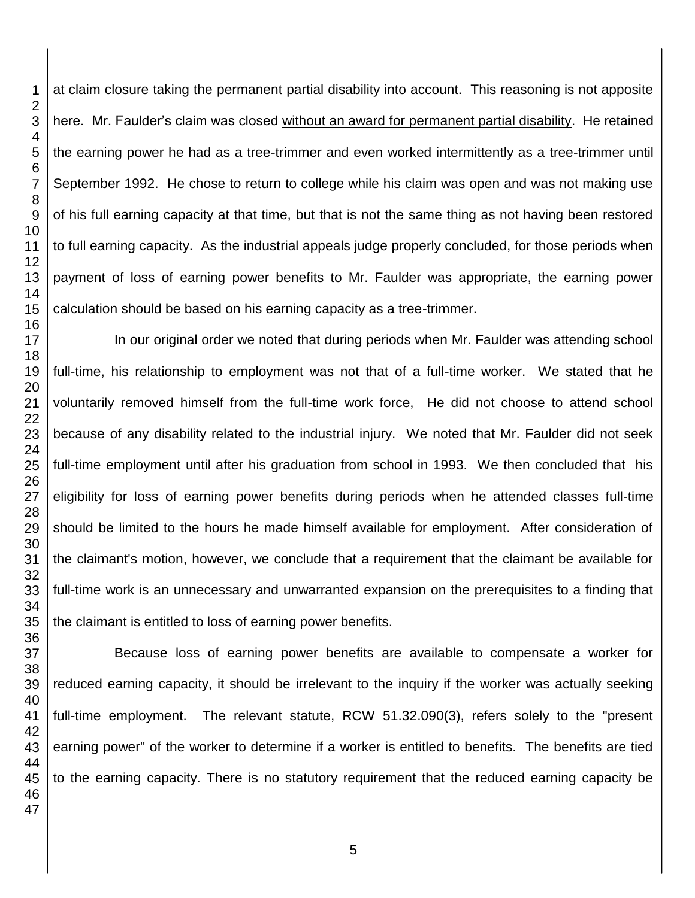at claim closure taking the permanent partial disability into account. This reasoning is not apposite here. Mr. Faulder's claim was closed <u>without an award for permanent partial disability</u>. He retained the earning power he had as a tree-trimmer and even worked intermittently as a tree-trimmer until September 1992. He chose to return to college while his claim was open and was not making use of his full earning capacity at that time, but that is not the same thing as not having been restored to full earning capacity. As the industrial appeals judge properly concluded, for those periods when payment of loss of earning power benefits to Mr. Faulder was appropriate, the earning power calculation should be based on his earning capacity as a tree-trimmer.

In our original order we noted that during periods when Mr. Faulder was attending school full-time, his relationship to employment was not that of a full-time worker. We stated that he voluntarily removed himself from the full-time work force, He did not choose to attend school because of any disability related to the industrial injury. We noted that Mr. Faulder did not seek full-time employment until after his graduation from school in 1993. We then concluded that his eligibility for loss of earning power benefits during periods when he attended classes full-time should be limited to the hours he made himself available for employment. After consideration of the claimant's motion, however, we conclude that a requirement that the claimant be available for full-time work is an unnecessary and unwarranted expansion on the prerequisites to a finding that the claimant is entitled to loss of earning power benefits.

Because loss of earning power benefits are available to compensate a worker for reduced earning capacity, it should be irrelevant to the inquiry if the worker was actually seeking full-time employment. The relevant statute, RCW 51.32.090(3), refers solely to the "present earning power" of the worker to determine if a worker is entitled to benefits. The benefits are tied to the earning capacity. There is no statutory requirement that the reduced earning capacity be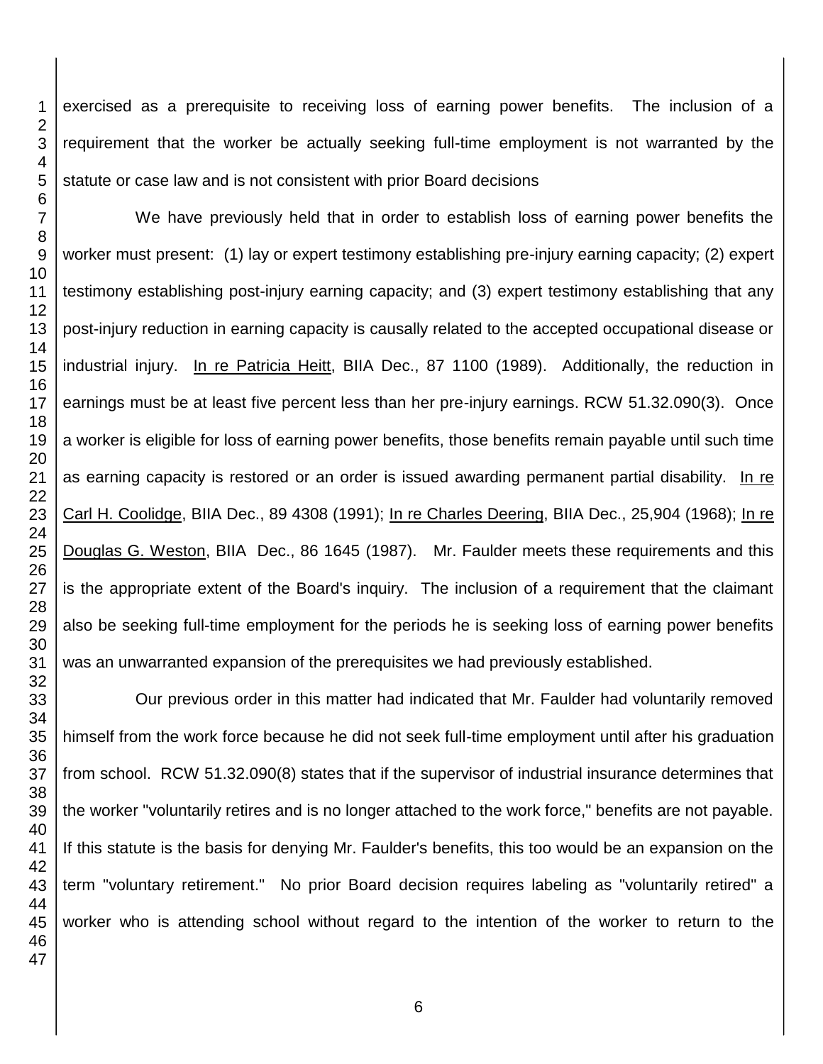exercised as a prerequisite to receiving loss of earning power benefits. The inclusion of a requirement that the worker be actually seeking full-time employment is not warranted by the statute or case law and is not consistent with prior Board decisions

We have previously held that in order to establish loss of earning power benefits the worker must present: (1) lay or expert testimony establishing pre-injury earning capacity; (2) expert testimony establishing post-injury earning capacity; and (3) expert testimony establishing that any post-injury reduction in earning capacity is causally related to the accepted occupational disease or industrial injury. In re Patricia Heitt, BIIA Dec., 87 1100 (1989). Additionally, the reduction in earnings must be at least five percent less than her pre-injury earnings. RCW 51.32.090(3). Once a worker is eligible for loss of earning power benefits, those benefits remain payable until such time as earning capacity is restored or an order is issued awarding permanent partial disability. In re Carl H. Coolidge, BIIA Dec., 89 4308 (1991); In re Charles Deering, BIIA Dec., 25,904 (1968); In re Douglas G. Weston, BIIA Dec., 86 1645 (1987). Mr. Faulder meets these requirements and this is the appropriate extent of the Board's inquiry. The inclusion of a requirement that the claimant also be seeking full-time employment for the periods he is seeking loss of earning power benefits was an unwarranted expansion of the prerequisites we had previously established.

Our previous order in this matter had indicated that Mr. Faulder had voluntarily removed himself from the work force because he did not seek full-time employment until after his graduation from school. RCW 51.32.090(8) states that if the supervisor of industrial insurance determines that the worker "voluntarily retires and is no longer attached to the work force," benefits are not payable. If this statute is the basis for denying Mr. Faulder's benefits, this too would be an expansion on the term "voluntary retirement." No prior Board decision requires labeling as "voluntarily retired" a worker who is attending school without regard to the intention of the worker to return to the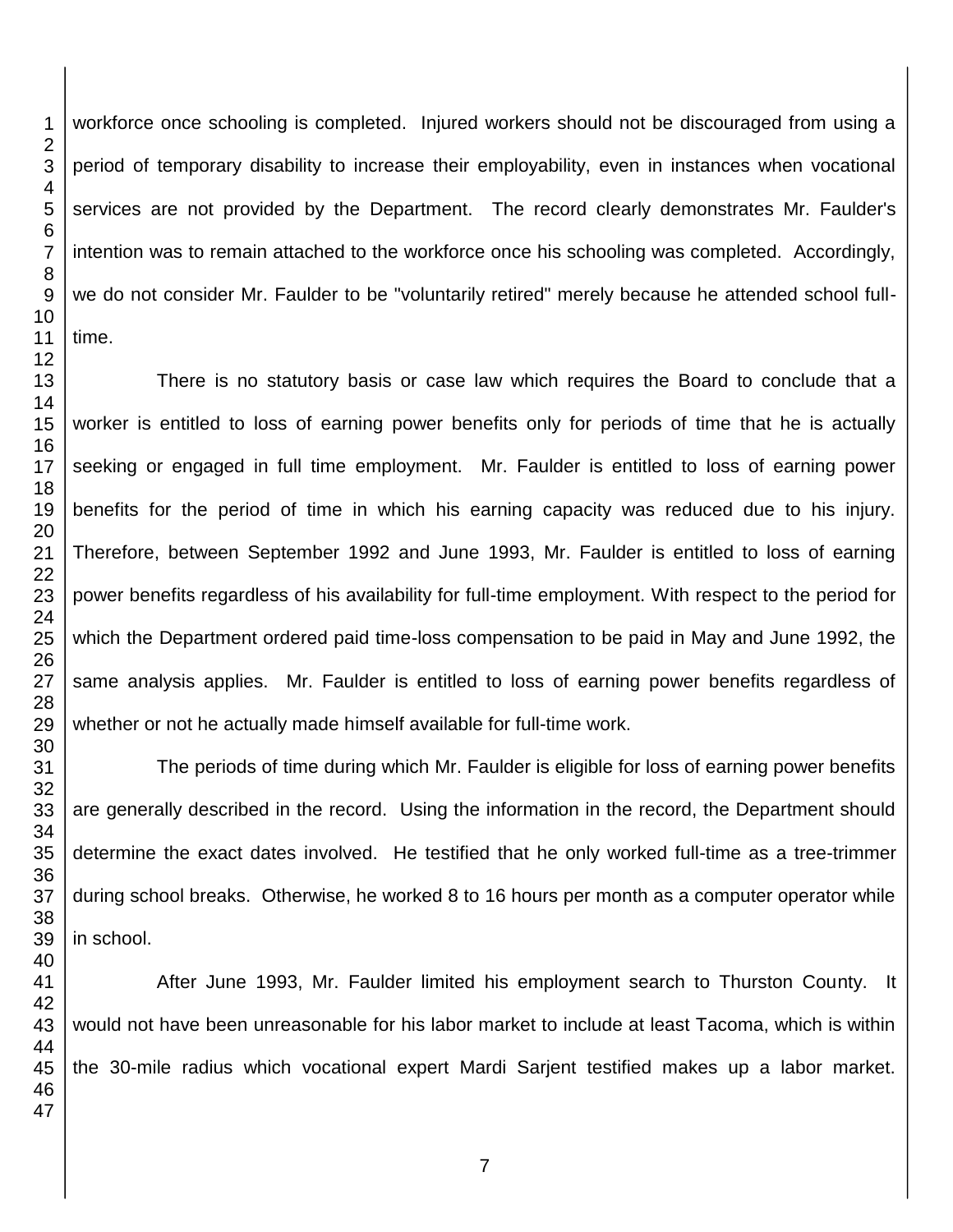workforce once schooling is completed. Injured workers should not be discouraged from using a period of temporary disability to increase their employability, even in instances when vocational services are not provided by the Department. The record clearly demonstrates Mr. Faulder's intention was to remain attached to the workforce once his schooling was completed. Accordingly, we do not consider Mr. Faulder to be "voluntarily retired" merely because he attended school full-time.

There is no statutory basis or case law which requires the Board to conclude that a worker is entitled to loss of earning power benefits only for periods of time that he is actually seeking or engaged in full time employment. Mr. Faulder is entitled to loss of earning power benefits for the period of time in which his earning capacity was reduced due to his injury. Therefore, between September 1992 and June 1993, Mr. Faulder is entitled to loss of earning power benefits regardless of his availability for full-time employment. With respect to the period for which the Department ordered paid time-loss compensation to be paid in May and June 1992, the same analysis applies. Mr. Faulder is entitled to loss of earning power benefits regardless of whether or not he actually made himself available for full-time work.

The periods of time during which Mr. Faulder is eligible for loss of earning power benefits are generally described in the record. Using the information in the record, the Department should determine the exact dates involved. He testified that he only worked full-time as a tree-trimmer during school breaks. Otherwise, he worked 8 to 16 hours per month as a computer operator while in school.

After June 1993, Mr. Faulder limited his employment search to Thurston County. It would not have been unreasonable for his labor market to include at least Tacoma, which is within the 30-mile radius which vocational expert Mardi Sarjent testified makes up a labor market.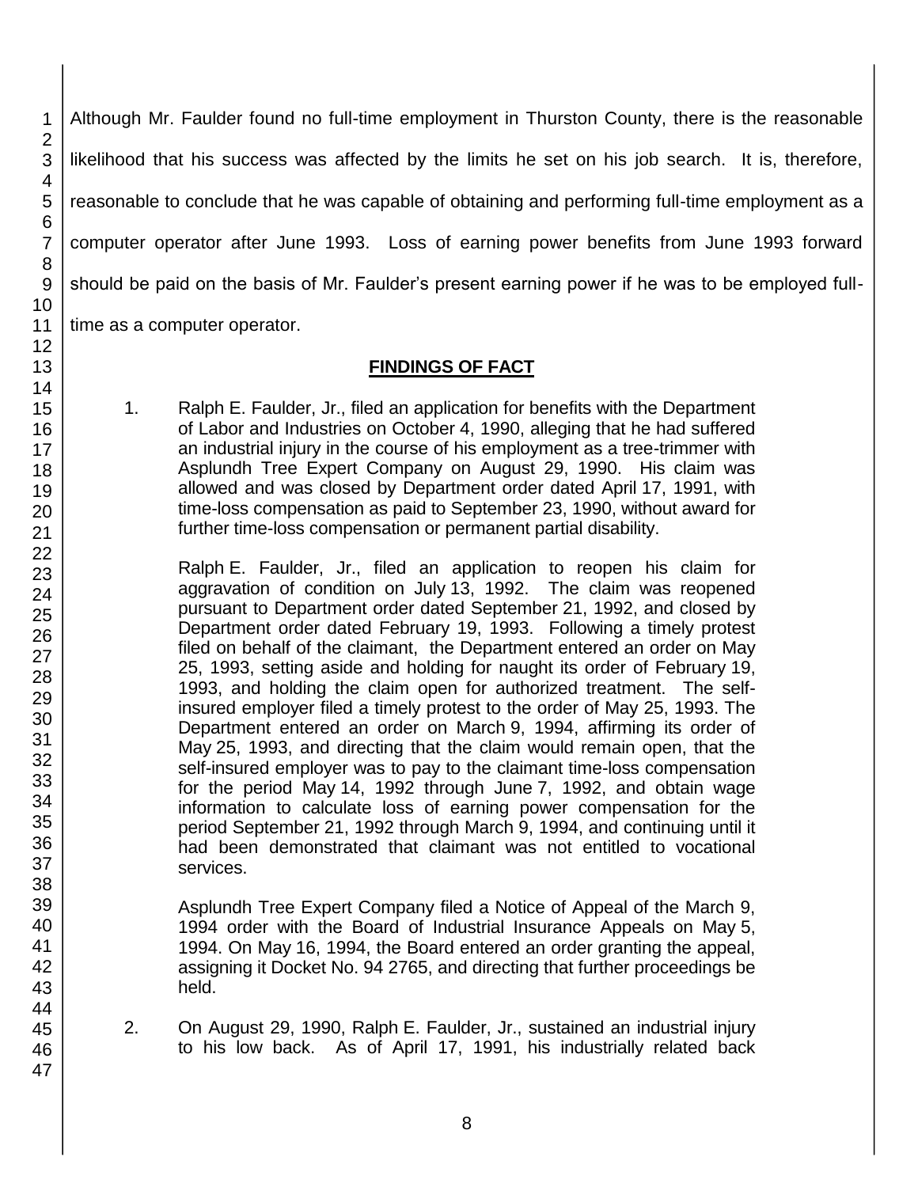Although Mr. Faulder found no full-time employment in Thurston County, there is the reasonable likelihood that his success was affected by the limits he set on his job search. It is, therefore, reasonable to conclude that he was capable of obtaining and performing full-time employment as a computer operator after June 1993. Loss of earning power benefits from June 1993 forward should be paid on the basis of Mr. Faulder's present earning power if he was to be employed full-time as a computer operator.

## FINDINGS OF FACT

1. Ralph E. Faulder, Jr., filed an application for benefits with the Department of Labor and Industries on October 4, 1990, alleging that he had suffered an industrial injury in the course of his employment as a tree-trimmer with Asplundh Tree Expert Company on August 29, 1990. His claim was allowed and was closed by Department order dated April 17, 1991, with time-loss compensation as paid to September 23, 1990, without award for further time-loss compensation or permanent partial disability.

   Ralph E. Faulder, Jr., filed an application to reopen his claim for aggravation of condition on July 13, 1992. The claim was reopened pursuant to Department order dated September 21, 1992, and closed by Department order dated February 19, 1993. Following a timely protest filed on behalf of the claimant, the Department entered an order on May 25, 1993, setting aside and holding for naught its order of February 19, 1993, and holding the claim open for authorized treatment. The self-insured employer filed a timely protest to the order of May 25, 1993. The Department entered an order on March 9, 1994, affirming its order of May 25, 1993, and directing that the claim would remain open, that the self-insured employer was to pay to the claimant time-loss compensation for the period May 14, 1992 through June 7, 1992, and obtain wage information to calculate loss of earning power compensation for the period September 21, 1992 through March 9, 1994, and continuing until it had been demonstrated that claimant was not entitled to vocational services.

   Asplundh Tree Expert Company filed a Notice of Appeal of the March 9, 1994 order with the Board of Industrial Insurance Appeals on May 5, 1994. On May 16, 1994, the Board entered an order granting the appeal, assigning it Docket No. 94 2765, and directing that further proceedings be held.

2. On August 29, 1990, Ralph E. Faulder, Jr., sustained an industrial injury to his low back. As of April 17, 1991, his industrially related back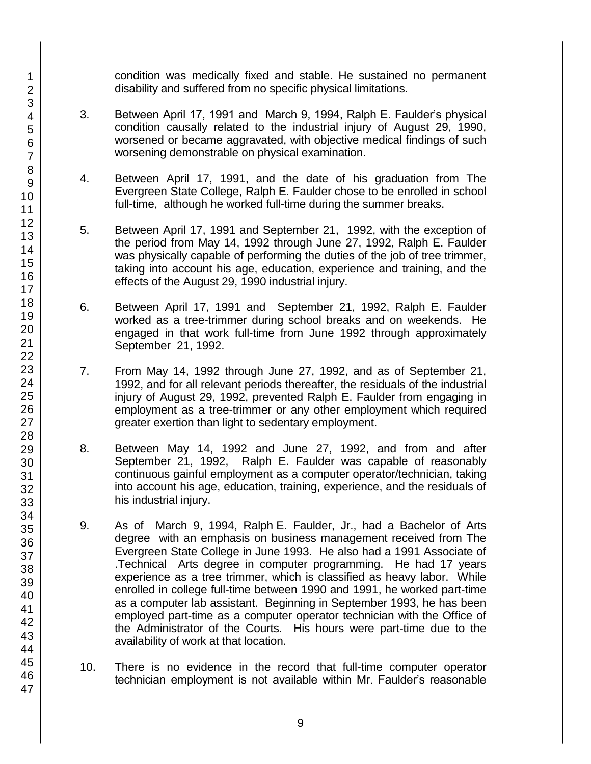condition was medically fixed and stable. He sustained no permanent disability and suffered from no specific physical limitations.

3. Between April 17, 1991 and March 9, 1994, Ralph E. Faulder's physical condition causally related to the industrial injury of August 29, 1990, worsened or became aggravated, with objective medical findings of such worsening demonstrable on physical examination.

4. Between April 17, 1991, and the date of his graduation from The Evergreen State College, Ralph E. Faulder chose to be enrolled in school full-time, although he worked full-time during the summer breaks.

5. Between April 17, 1991 and September 21, 1992, with the exception of the period from May 14, 1992 through June 27, 1992, Ralph E. Faulder was physically capable of performing the duties of the job of tree trimmer, taking into account his age, education, experience and training, and the effects of the August 29, 1990 industrial injury.

6. Between April 17, 1991 and September 21, 1992, Ralph E. Faulder worked as a tree-trimmer during school breaks and on weekends. He engaged in that work full-time from June 1992 through approximately September 21, 1992.

7. From May 14, 1992 through June 27, 1992, and as of September 21, 1992, and for all relevant periods thereafter, the residuals of the industrial injury of August 29, 1992, prevented Ralph E. Faulder from engaging in employment as a tree-trimmer or any other employment which required greater exertion than light to sedentary employment.

8. Between May 14, 1992 and June 27, 1992, and from and after September 21, 1992, Ralph E. Faulder was capable of reasonably continuous gainful employment as a computer operator/technician, taking into account his age, education, training, experience, and the residuals of his industrial injury.

9. As of March 9, 1994, Ralph E. Faulder, Jr., had a Bachelor of Arts degree with an emphasis on business management received from The Evergreen State College in June 1993. He also had a 1991 Associate of .Technical Arts degree in computer programming. He had 17 years experience as a tree trimmer, which is classified as heavy labor. While enrolled in college full-time between 1990 and 1991, he worked part-time as a computer lab assistant. Beginning in September 1993, he has been employed part-time as a computer operator technician with the Office of the Administrator of the Courts. His hours were part-time due to the availability of work at that location.

10. There is no evidence in the record that full-time computer operator technician employment is not available within Mr. Faulder's reasonable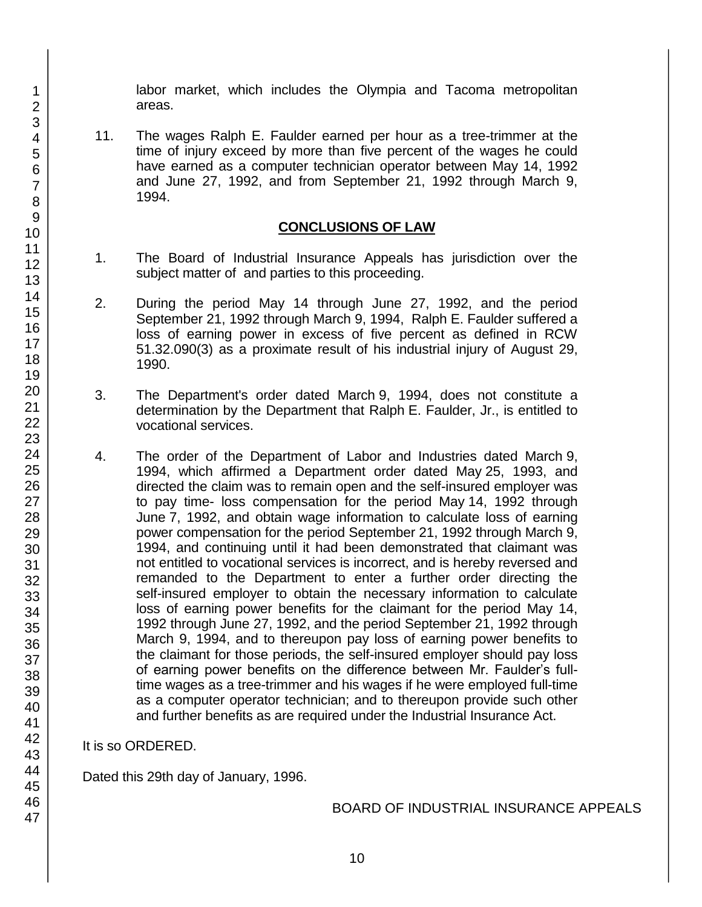labor market, which includes the Olympia and Tacoma metropolitan areas.

11. The wages Ralph E. Faulder earned per hour as a tree-trimmer at the time of injury exceed by more than five percent of the wages he could have earned as a computer technician operator between May 14, 1992 and June 27, 1992, and from September 21, 1992 through March 9, 1994.

## CONCLUSIONS OF LAW

1. The Board of Industrial Insurance Appeals has jurisdiction over the subject matter of and parties to this proceeding.

2. During the period May 14 through June 27, 1992, and the period September 21, 1992 through March 9, 1994, Ralph E. Faulder suffered a loss of earning power in excess of five percent as defined in RCW 51.32.090(3) as a proximate result of his industrial injury of August 29, 1990.

3. The Department's order dated March 9, 1994, does not constitute a determination by the Department that Ralph E. Faulder, Jr., is entitled to vocational services.

4. The order of the Department of Labor and Industries dated March 9, 1994, which affirmed a Department order dated May 25, 1993, and directed the claim was to remain open and the self-insured employer was to pay time- loss compensation for the period May 14, 1992 through June 7, 1992, and obtain wage information to calculate loss of earning power compensation for the period September 21, 1992 through March 9, 1994, and continuing until it had been demonstrated that claimant was not entitled to vocational services is incorrect, and is hereby reversed and remanded to the Department to enter a further order directing the self-insured employer to obtain the necessary information to calculate loss of earning power benefits for the claimant for the period May 14, 1992 through June 27, 1992, and the period September 21, 1992 through March 9, 1994, and to thereupon pay loss of earning power benefits to the claimant for those periods, the self-insured employer should pay loss of earning power benefits on the difference between Mr. Faulder's full-time wages as a tree-trimmer and his wages if he were employed full-time as a computer operator technician; and to thereupon provide such other and further benefits as are required under the Industrial Insurance Act.

It is so ORDERED.

Dated this 29th day of January, 1996.

BOARD OF INDUSTRIAL INSURANCE APPEALS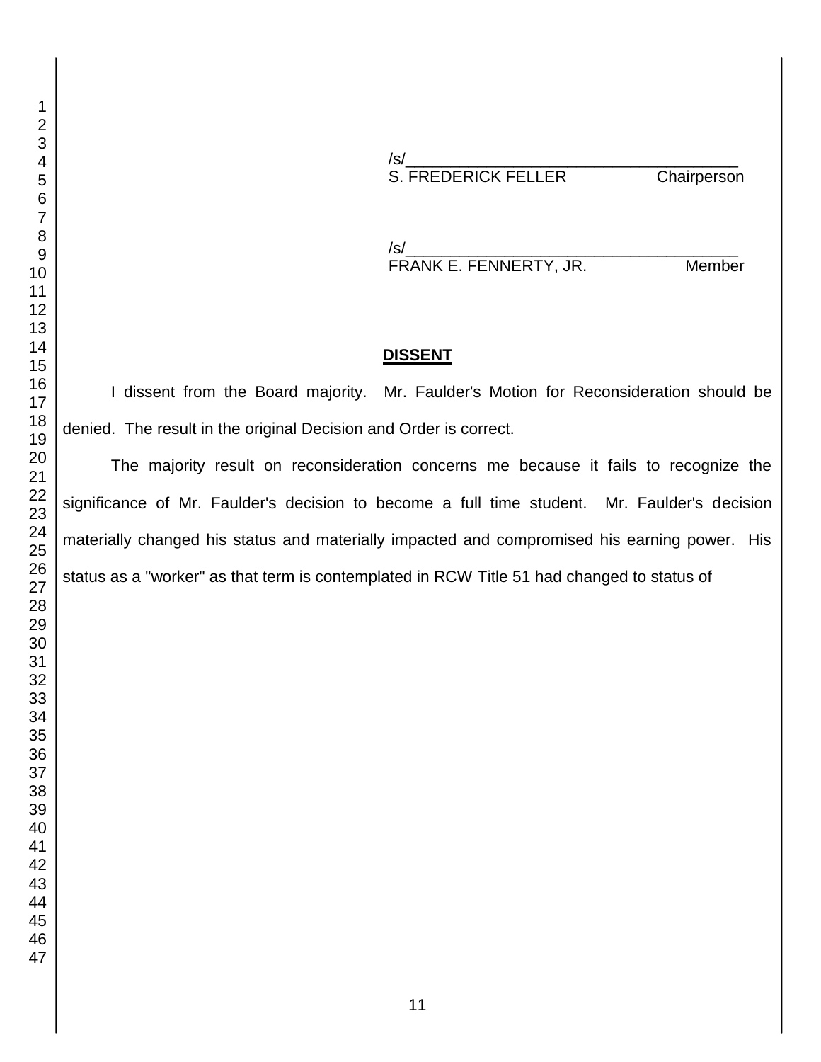/s/____________________________________
S. FREDERICK FELLER Chairperson

/s/____________________________________
FRANK E. FENNERTY, JR. Member

## DISSENT

I dissent from the Board majority. Mr. Faulder's Motion for Reconsideration should be denied. The result in the original Decision and Order is correct.

The majority result on reconsideration concerns me because it fails to recognize the significance of Mr. Faulder's decision to become a full time student. Mr. Faulder's decision materially changed his status and materially impacted and compromised his earning power. His status as a "worker" as that term is contemplated in RCW Title 51 had changed to status of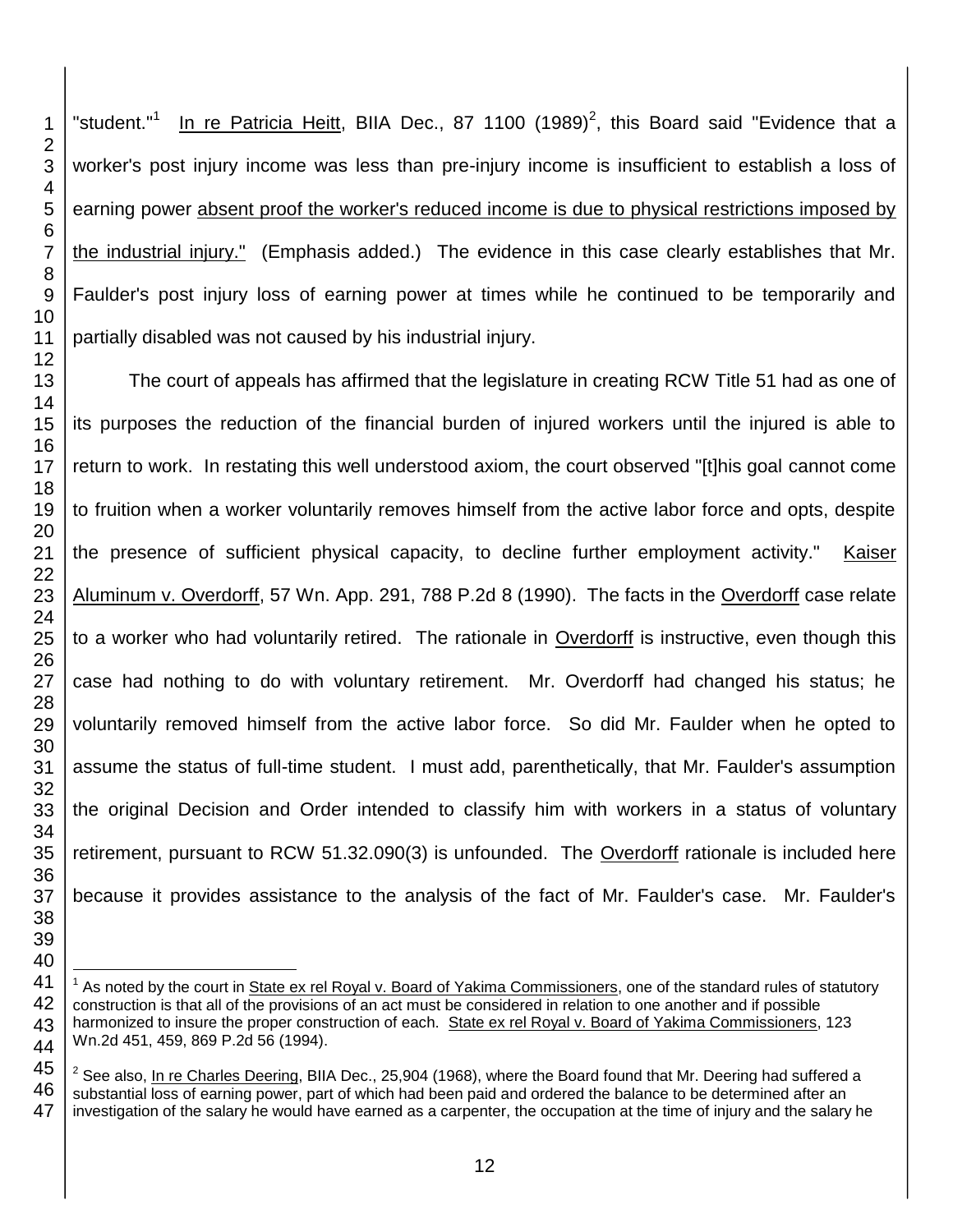"student."[1] In re Patricia Heitt, BIIA Dec., 87 1100 (1989)[2], this Board said "Evidence that a worker's post injury income was less than pre-injury income is insufficient to establish a loss of earning power absent proof the worker's reduced income is due to physical restrictions imposed by the industrial injury." (Emphasis added.) The evidence in this case clearly establishes that Mr. Faulder's post injury loss of earning power at times while he continued to be temporarily and partially disabled was not caused by his industrial injury.

The court of appeals has affirmed that the legislature in creating RCW Title 51 had as one of its purposes the reduction of the financial burden of injured workers until the injured is able to return to work. In restating this well understood axiom, the court observed "[t]his goal cannot come to fruition when a worker voluntarily removes himself from the active labor force and opts, despite the presence of sufficient physical capacity, to decline further employment activity." Kaiser Aluminum v. Overdorff, 57 Wn. App. 291, 788 P.2d 8 (1990). The facts in the Overdorff case relate to a worker who had voluntarily retired. The rationale in Overdorff is instructive, even though this case had nothing to do with voluntary retirement. Mr. Overdorff had changed his status; he voluntarily removed himself from the active labor force. So did Mr. Faulder when he opted to assume the status of full-time student. I must add, parenthetically, that Mr. Faulder's assumption the original Decision and Order intended to classify him with workers in a status of voluntary retirement, pursuant to RCW 51.32.090(3) is unfounded. The Overdorff rationale is included here because it provides assistance to the analysis of the fact of Mr. Faulder's case. Mr. Faulder's

---

[1] As noted by the court in State ex rel Royal v. Board of Yakima Commissioners, one of the standard rules of statutory construction is that all of the provisions of an act must be considered in relation to one another and if possible harmonized to insure the proper construction of each. State ex rel Royal v. Board of Yakima Commissioners, 123 Wn.2d 451, 459, 869 P.2d 56 (1994).

[2] See also, In re Charles Deering, BIIA Dec., 25,904 (1968), where the Board found that Mr. Deering had suffered a substantial loss of earning power, part of which had been paid and ordered the balance to be determined after an investigation of the salary he would have earned as a carpenter, the occupation at the time of injury and the salary he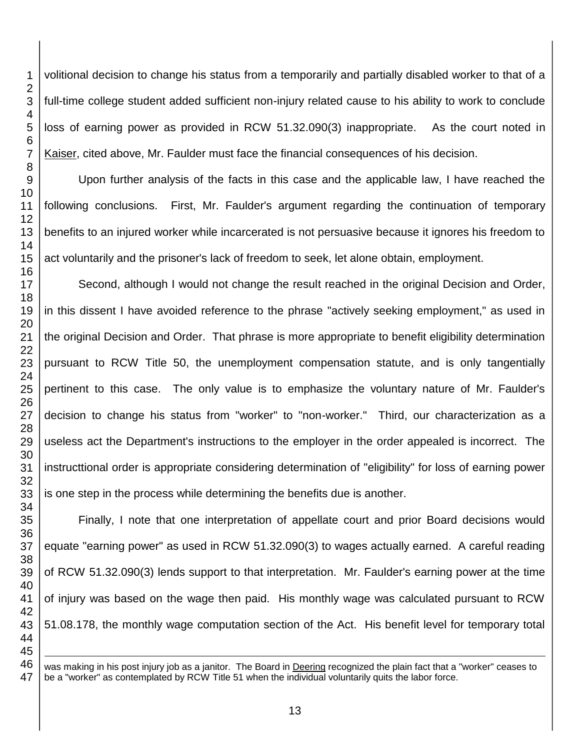volitional decision to change his status from a temporarily and partially disabled worker to that of a full-time college student added sufficient non-injury related cause to his ability to work to conclude loss of earning power as provided in RCW 51.32.090(3) inappropriate. As the court noted in Kaiser, cited above, Mr. Faulder must face the financial consequences of his decision.

Upon further analysis of the facts in this case and the applicable law, I have reached the following conclusions. First, Mr. Faulder's argument regarding the continuation of temporary benefits to an injured worker while incarcerated is not persuasive because it ignores his freedom to act voluntarily and the prisoner's lack of freedom to seek, let alone obtain, employment.

Second, although I would not change the result reached in the original Decision and Order, in this dissent I have avoided reference to the phrase "actively seeking employment," as used in the original Decision and Order. That phrase is more appropriate to benefit eligibility determination pursuant to RCW Title 50, the unemployment compensation statute, and is only tangentially pertinent to this case. The only value is to emphasize the voluntary nature of Mr. Faulder's decision to change his status from "worker" to "non-worker." Third, our characterization as a useless act the Department's instructions to the employer in the order appealed is incorrect. The instructtional order is appropriate considering determination of "eligibility" for loss of earning power is one step in the process while determining the benefits due is another.

Finally, I note that one interpretation of appellate court and prior Board decisions would equate "earning power" as used in RCW 51.32.090(3) to wages actually earned. A careful reading of RCW 51.32.090(3) lends support to that interpretation. Mr. Faulder's earning power at the time of injury was based on the wage then paid. His monthly wage was calculated pursuant to RCW 51.08.178, the monthly wage computation section of the Act. His benefit level for temporary total

---

was making in his post injury job as a janitor. The Board in Deering recognized the plain fact that a "worker" ceases to be a "worker" as contemplated by RCW Title 51 when the individual voluntarily quits the labor force.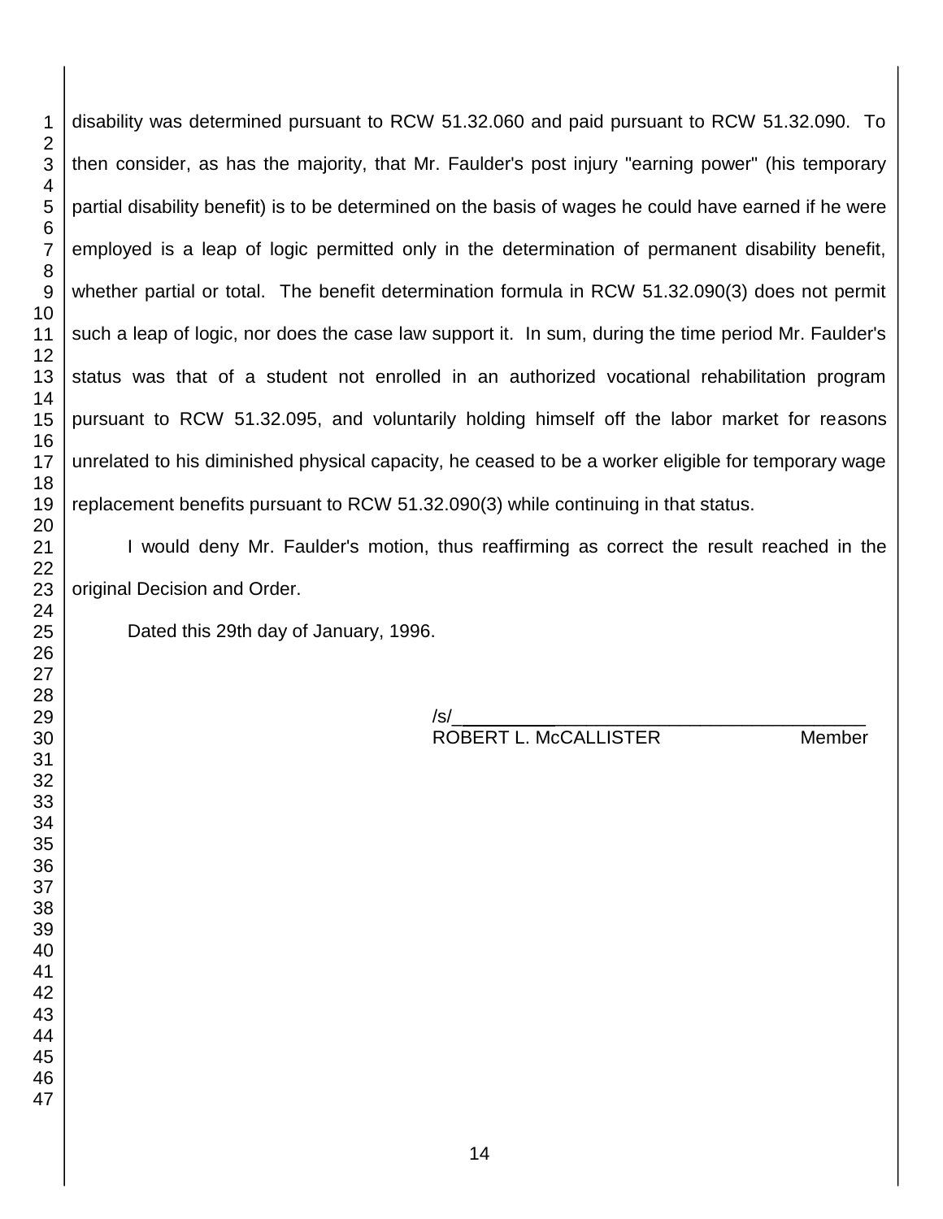disability was determined pursuant to RCW 51.32.060 and paid pursuant to RCW 51.32.090. To then consider, as has the majority, that Mr. Faulder's post injury "earning power" (his temporary partial disability benefit) is to be determined on the basis of wages he could have earned if he were employed is a leap of logic permitted only in the determination of permanent disability benefit, whether partial or total. The benefit determination formula in RCW 51.32.090(3) does not permit such a leap of logic, nor does the case law support it. In sum, during the time period Mr. Faulder's status was that of a student not enrolled in an authorized vocational rehabilitation program pursuant to RCW 51.32.095, and voluntarily holding himself off the labor market for reasons unrelated to his diminished physical capacity, he ceased to be a worker eligible for temporary wage replacement benefits pursuant to RCW 51.32.090(3) while continuing in that status.

I would deny Mr. Faulder's motion, thus reaffirming as correct the result reached in the original Decision and Order.

Dated this 29th day of January, 1996.

/s/________________________________________
ROBERT L. McCALLISTER Member